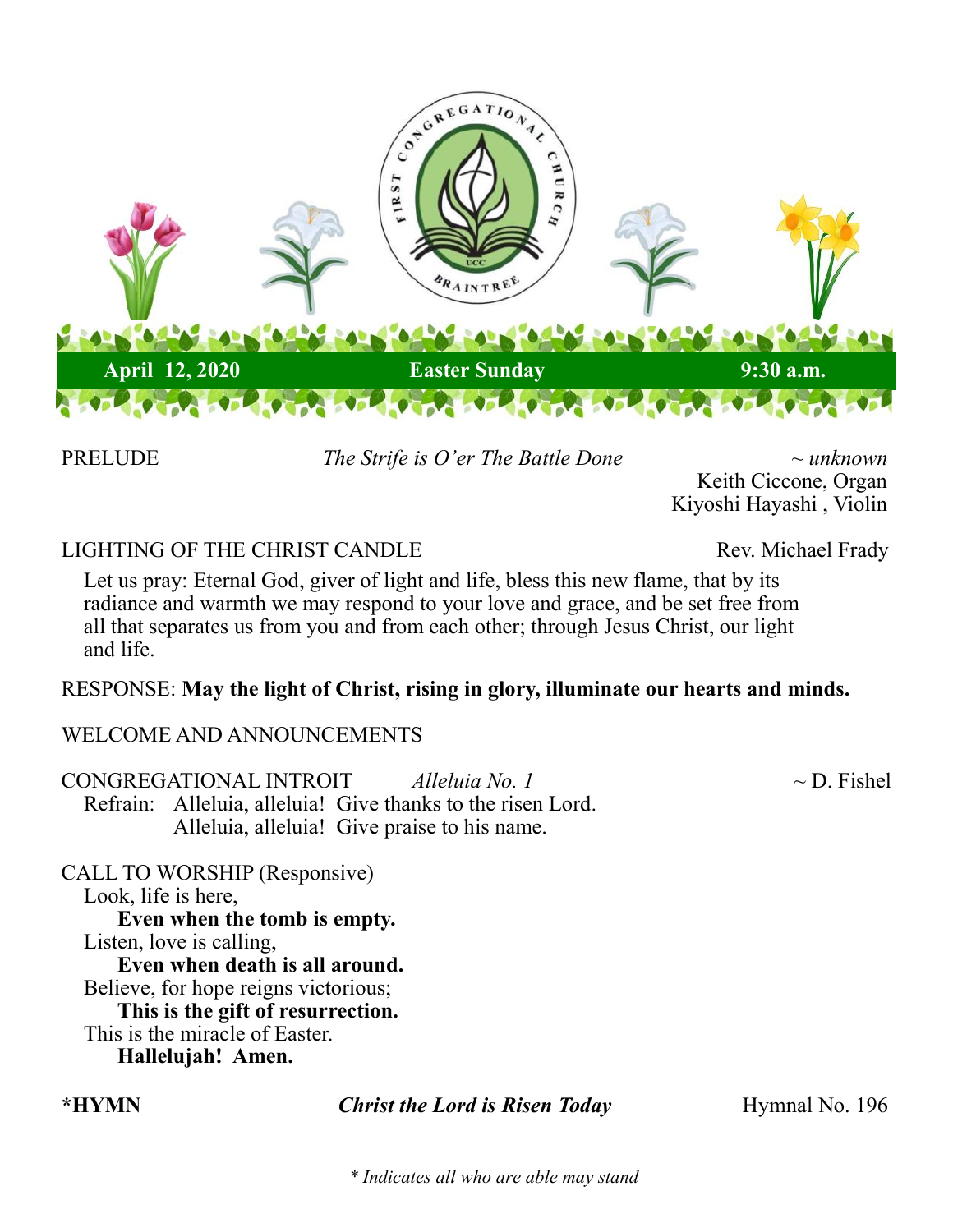FIRST CONGREGATIONAL CHURCH UCC BRAINTREE

**April 12, 2020** **Easter Sunday** **9:30 a.m.**

PRELUDE *The Strife is O'er The Battle Done* *~ unknown*
Keith Ciccone, Organ
Kiyoshi Hayashi , Violin

LIGHTING OF THE CHRIST CANDLE Rev. Michael Frady

Let us pray: Eternal God, giver of light and life, bless this new flame, that by its radiance and warmth we may respond to your love and grace, and be set free from all that separates us from you and from each other; through Jesus Christ, our light and life.

RESPONSE: **May the light of Christ, rising in glory, illuminate our hearts and minds.**

WELCOME AND ANNOUNCEMENTS

CONGREGATIONAL INTROIT *Alleluia No. 1* ~ D. Fishel

Refrain: Alleluia, alleluia! Give thanks to the risen Lord.
Alleluia, alleluia! Give praise to his name.

CALL TO WORSHIP (Responsive)

Look, life is here,
**Even when the tomb is empty.**
Listen, love is calling,
**Even when death is all around.**
Believe, for hope reigns victorious;
**This is the gift of resurrection.**
This is the miracle of Easter.
**Hallelujah! Amen.**

**\*HYMN** ***Christ the Lord is Risen Today*** Hymnal No. 196

*\* Indicates all who are able may stand*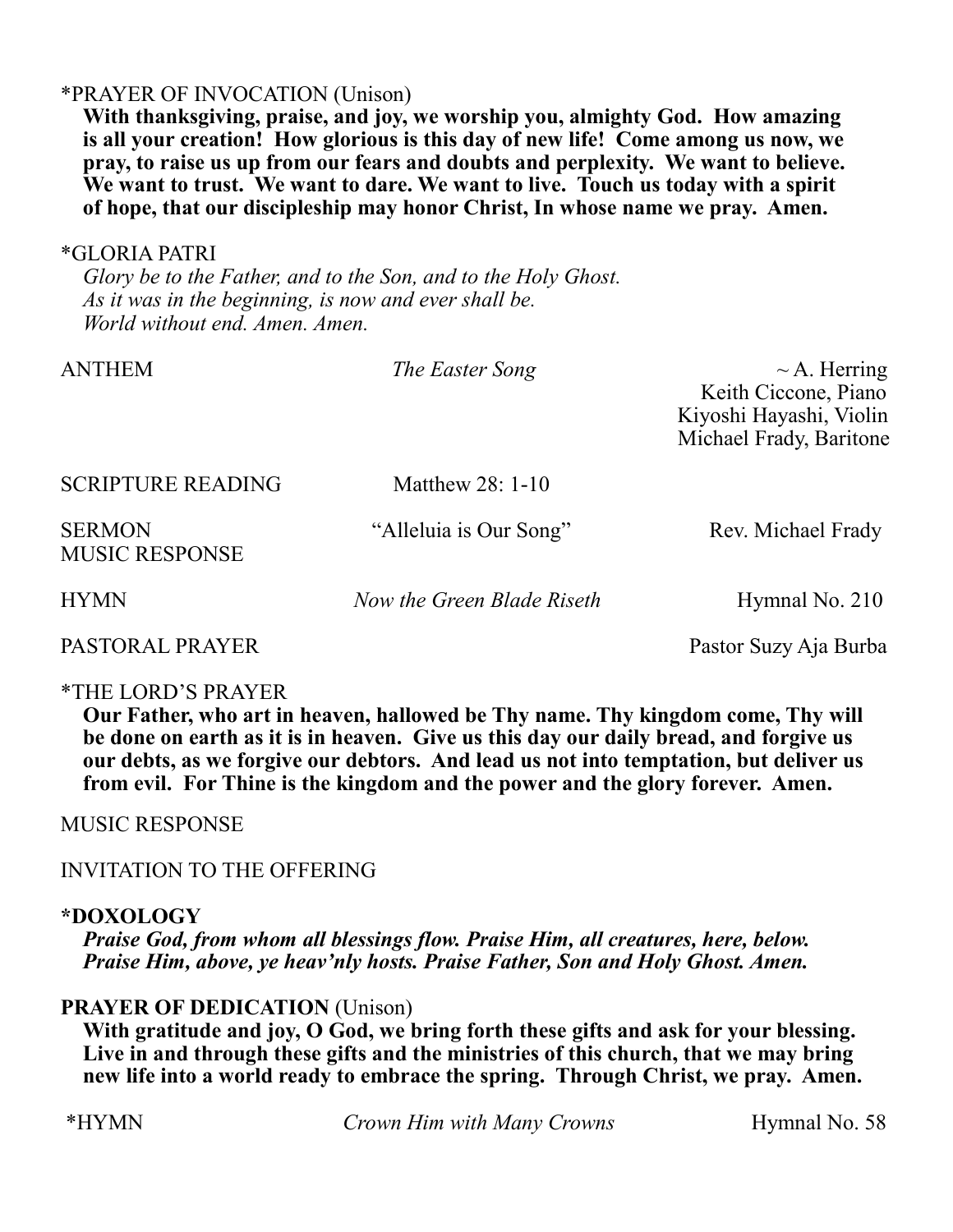\*PRAYER OF INVOCATION (Unison)

**With thanksgiving, praise, and joy, we worship you, almighty God. How amazing is all your creation! How glorious is this day of new life! Come among us now, we pray, to raise us up from our fears and doubts and perplexity. We want to believe. We want to trust. We want to dare. We want to live. Touch us today with a spirit of hope, that our discipleship may honor Christ, In whose name we pray. Amen.**

\*GLORIA PATRI

*Glory be to the Father, and to the Son, and to the Holy Ghost.*
*As it was in the beginning, is now and ever shall be.*
*World without end. Amen. Amen.*

ANTHEM — *The Easter Song* — ~ A. Herring
Keith Ciccone, Piano
Kiyoshi Hayashi, Violin
Michael Frady, Baritone

SCRIPTURE READING — Matthew 28: 1-10

SERMON — "Alleluia is Our Song" — Rev. Michael Frady

MUSIC RESPONSE

HYMN — *Now the Green Blade Riseth* — Hymnal No. 210

PASTORAL PRAYER — Pastor Suzy Aja Burba

\*THE LORD'S PRAYER

**Our Father, who art in heaven, hallowed be Thy name. Thy kingdom come, Thy will be done on earth as it is in heaven. Give us this day our daily bread, and forgive us our debts, as we forgive our debtors. And lead us not into temptation, but deliver us from evil. For Thine is the kingdom and the power and the glory forever. Amen.**

MUSIC RESPONSE

INVITATION TO THE OFFERING

**\*DOXOLOGY**

***Praise God, from whom all blessings flow. Praise Him, all creatures, here, below. Praise Him, above, ye heav'nly hosts. Praise Father, Son and Holy Ghost. Amen.***

**PRAYER OF DEDICATION** (Unison)

**With gratitude and joy, O God, we bring forth these gifts and ask for your blessing. Live in and through these gifts and the ministries of this church, that we may bring new life into a world ready to embrace the spring. Through Christ, we pray. Amen.**

\*HYMN — *Crown Him with Many Crowns* — Hymnal No. 58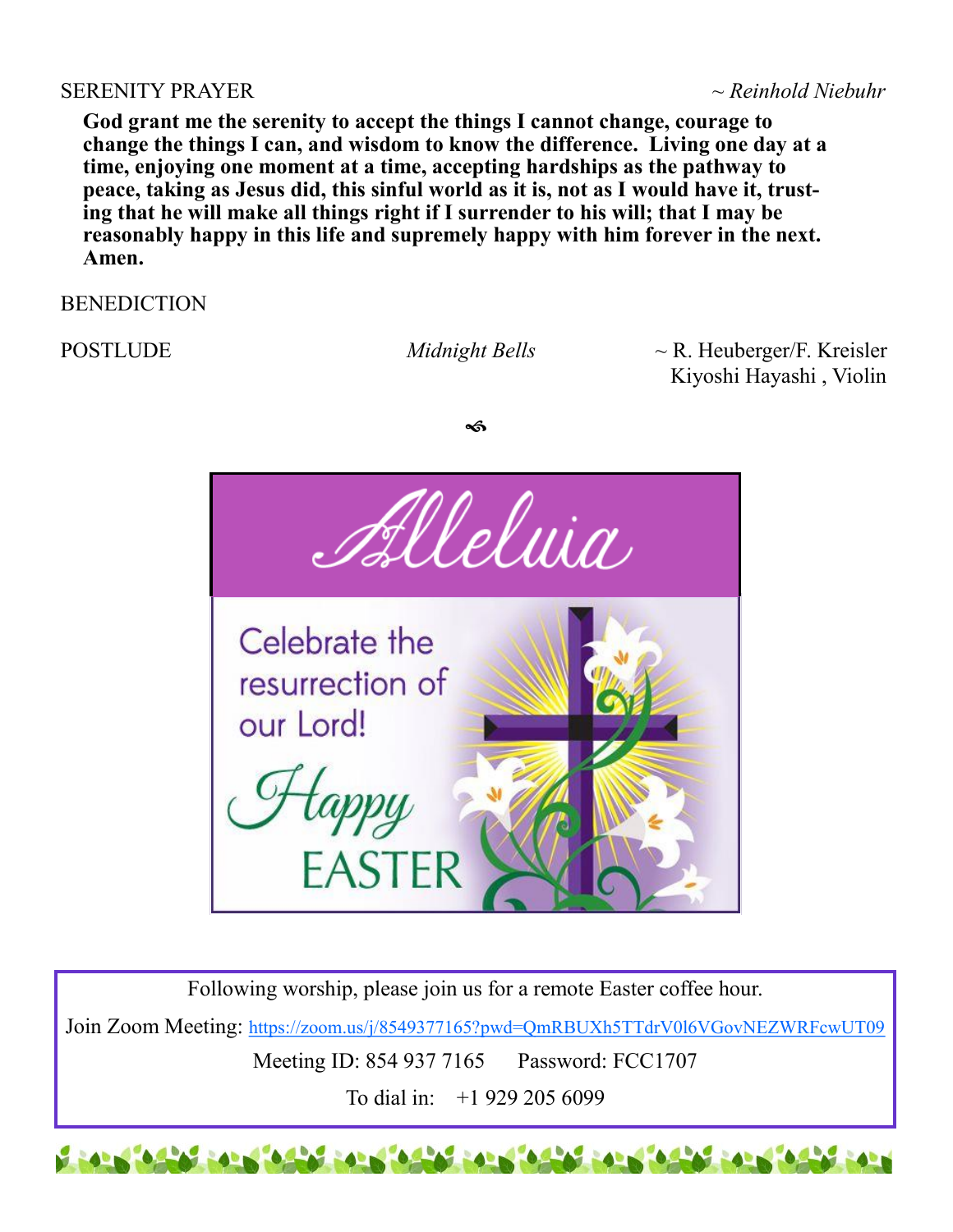SERENITY PRAYER *~ Reinhold Niebuhr*

**God grant me the serenity to accept the things I cannot change, courage to change the things I can, and wisdom to know the difference. Living one day at a time, enjoying one moment at a time, accepting hardships as the pathway to peace, taking as Jesus did, this sinful world as it is, not as I would have it, trusting that he will make all things right if I surrender to his will; that I may be reasonably happy in this life and supremely happy with him forever in the next. Amen.**

BENEDICTION

POSTLUDE *Midnight Bells* ~ R. Heuberger/F. Kreisler
Kiyoshi Hayashi , Violin

Alleluia

Celebrate the resurrection of our Lord!

Happy EASTER

Following worship, please join us for a remote Easter coffee hour.

Join Zoom Meeting: https://zoom.us/j/8549377165?pwd=QmRBUXh5TTdrV0l6VGovNEZWRFcwUT09

Meeting ID: 854 937 7165 Password: FCC1707

To dial in: +1 929 205 6099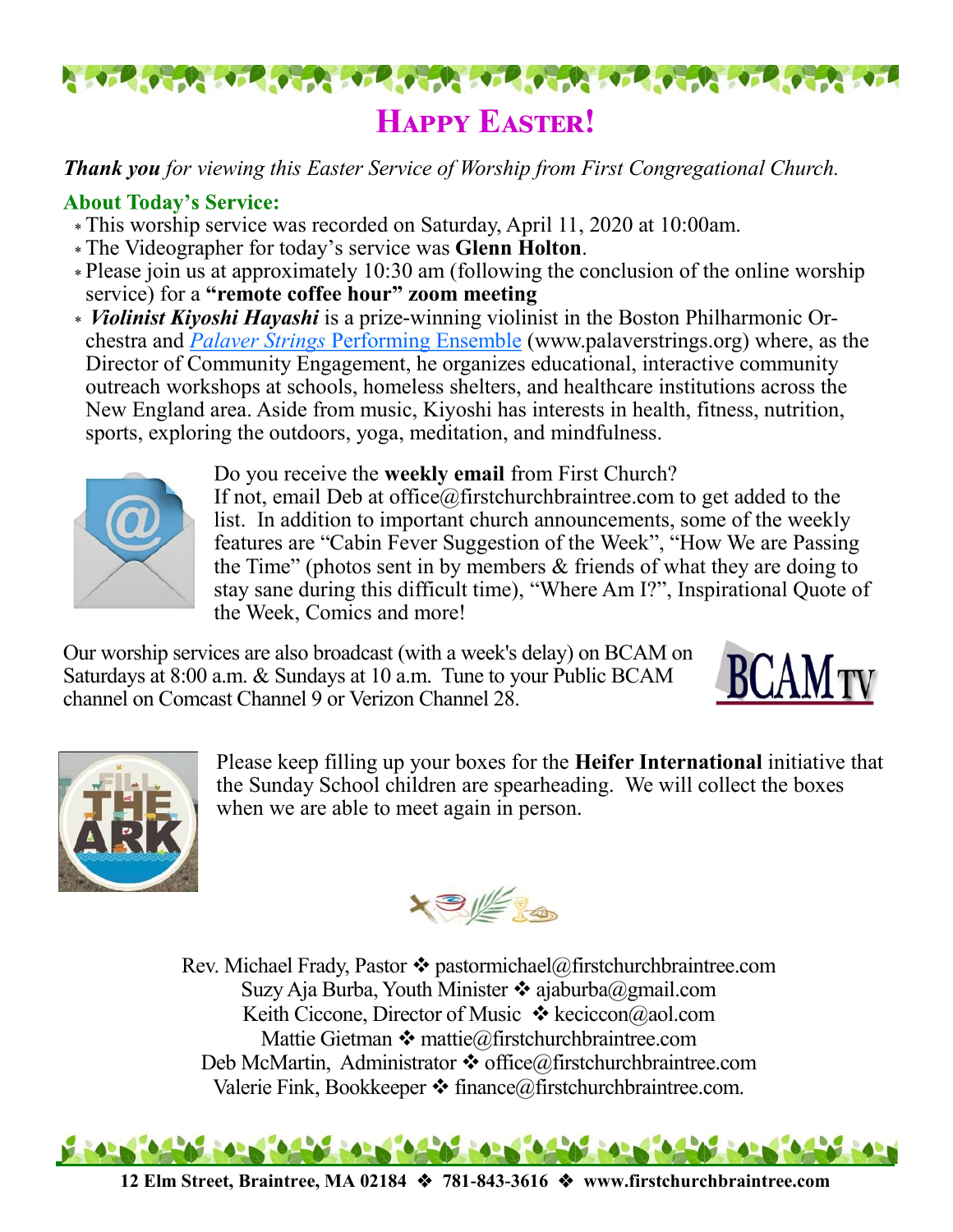# Happy Easter!

***Thank you*** *for viewing this Easter Service of Worship from First Congregational Church.*

**About Today's Service:**

- This worship service was recorded on Saturday, April 11, 2020 at 10:00am.
- The Videographer for today's service was **Glenn Holton**.
- Please join us at approximately 10:30 am (following the conclusion of the online worship service) for a **"remote coffee hour" zoom meeting**
- ***Violinist Kiyoshi Hayashi*** is a prize-winning violinist in the Boston Philharmonic Orchestra and *Palaver Strings* Performing Ensemble (www.palaverstrings.org) where, as the Director of Community Engagement, he organizes educational, interactive community outreach workshops at schools, homeless shelters, and healthcare institutions across the New England area. Aside from music, Kiyoshi has interests in health, fitness, nutrition, sports, exploring the outdoors, yoga, meditation, and mindfulness.

Do you receive the **weekly email** from First Church?
If not, email Deb at office@firstchurchbraintree.com to get added to the list. In addition to important church announcements, some of the weekly features are "Cabin Fever Suggestion of the Week", "How We are Passing the Time" (photos sent in by members & friends of what they are doing to stay sane during this difficult time), "Where Am I?", Inspirational Quote of the Week, Comics and more!

Our worship services are also broadcast (with a week's delay) on BCAM on Saturdays at 8:00 a.m. & Sundays at 10 a.m. Tune to your Public BCAM channel on Comcast Channel 9 or Verizon Channel 28.

Please keep filling up your boxes for the **Heifer International** initiative that the Sunday School children are spearheading. We will collect the boxes when we are able to meet again in person.

Rev. Michael Frady, Pastor ❖ pastormichael@firstchurchbraintree.com
Suzy Aja Burba, Youth Minister ❖ ajaburba@gmail.com
Keith Ciccone, Director of Music ❖ keciccon@aol.com
Mattie Gietman ❖ mattie@firstchurchbraintree.com
Deb McMartin, Administrator ❖ office@firstchurchbraintree.com
Valerie Fink, Bookkeeper ❖ finance@firstchurchbraintree.com.

**12 Elm Street, Braintree, MA 02184 ❖ 781-843-3616 ❖ www.firstchurchbraintree.com**